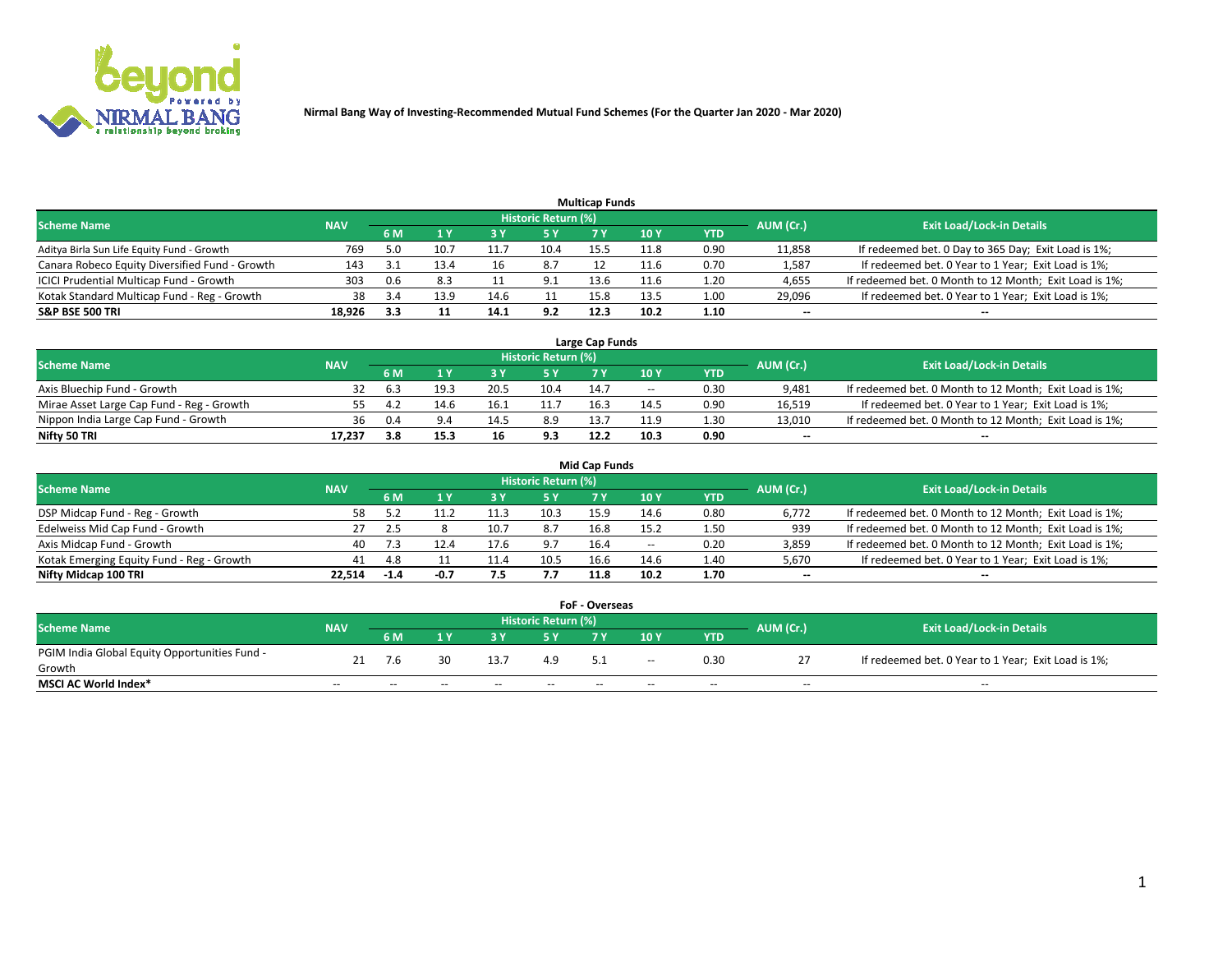Nirmal Bang Way of Investing-Recommended Mutual Fund Schemes (For the Quarter Jan 2020 - Mar 2020)

## Multicap Funds

| Scheme Name | NAV | Historic Return (%) | | | | | | | AUM (Cr.) | Exit Load/Lock-in Details |
|---|---|---|---|---|---|---|---|---|---|---|
| | | 6 M | 1 Y | 3 Y | 5 Y | 7 Y | 10 Y | YTD | | |
| Aditya Birla Sun Life Equity Fund - Growth | 769 | 5.0 | 10.7 | 11.7 | 10.4 | 15.5 | 11.8 | 0.90 | 11,858 | If redeemed bet. 0 Day to 365 Day; Exit Load is 1%; |
| Canara Robeco Equity Diversified Fund - Growth | 143 | 3.1 | 13.4 | 16 | 8.7 | 12 | 11.6 | 0.70 | 1,587 | If redeemed bet. 0 Year to 1 Year; Exit Load is 1%; |
| ICICI Prudential Multicap Fund - Growth | 303 | 0.6 | 8.3 | 11 | 9.1 | 13.6 | 11.6 | 1.20 | 4,655 | If redeemed bet. 0 Month to 12 Month; Exit Load is 1%; |
| Kotak Standard Multicap Fund - Reg - Growth | 38 | 3.4 | 13.9 | 14.6 | 11 | 15.8 | 13.5 | 1.00 | 29,096 | If redeemed bet. 0 Year to 1 Year; Exit Load is 1%; |
| **S&P BSE 500 TRI** | **18,926** | **3.3** | **11** | **14.1** | **9.2** | **12.3** | **10.2** | **1.10** | **--** | **--** |

## Large Cap Funds

| Scheme Name | NAV | Historic Return (%) | | | | | | | AUM (Cr.) | Exit Load/Lock-in Details |
|---|---|---|---|---|---|---|---|---|---|---|
| | | 6 M | 1 Y | 3 Y | 5 Y | 7 Y | 10 Y | YTD | | |
| Axis Bluechip Fund - Growth | 32 | 6.3 | 19.3 | 20.5 | 10.4 | 14.7 | -- | 0.30 | 9,481 | If redeemed bet. 0 Month to 12 Month; Exit Load is 1%; |
| Mirae Asset Large Cap Fund - Reg - Growth | 55 | 4.2 | 14.6 | 16.1 | 11.7 | 16.3 | 14.5 | 0.90 | 16,519 | If redeemed bet. 0 Year to 1 Year; Exit Load is 1%; |
| Nippon India Large Cap Fund - Growth | 36 | 0.4 | 9.4 | 14.5 | 8.9 | 13.7 | 11.9 | 1.30 | 13,010 | If redeemed bet. 0 Month to 12 Month; Exit Load is 1%; |
| **Nifty 50 TRI** | **17,237** | **3.8** | **15.3** | **16** | **9.3** | **12.2** | **10.3** | **0.90** | **--** | **--** |

## Mid Cap Funds

| Scheme Name | NAV | Historic Return (%) | | | | | | | AUM (Cr.) | Exit Load/Lock-in Details |
|---|---|---|---|---|---|---|---|---|---|---|
| | | 6 M | 1 Y | 3 Y | 5 Y | 7 Y | 10 Y | YTD | | |
| DSP Midcap Fund - Reg - Growth | 58 | 5.2 | 11.2 | 11.3 | 10.3 | 15.9 | 14.6 | 0.80 | 6,772 | If redeemed bet. 0 Month to 12 Month; Exit Load is 1%; |
| Edelweiss Mid Cap Fund - Growth | 27 | 2.5 | 8 | 10.7 | 8.7 | 16.8 | 15.2 | 1.50 | 939 | If redeemed bet. 0 Month to 12 Month; Exit Load is 1%; |
| Axis Midcap Fund - Growth | 40 | 7.3 | 12.4 | 17.6 | 9.7 | 16.4 | -- | 0.20 | 3,859 | If redeemed bet. 0 Month to 12 Month; Exit Load is 1%; |
| Kotak Emerging Equity Fund - Reg - Growth | 41 | 4.8 | 11 | 11.4 | 10.5 | 16.6 | 14.6 | 1.40 | 5,670 | If redeemed bet. 0 Year to 1 Year; Exit Load is 1%; |
| **Nifty Midcap 100 TRI** | **22,514** | **-1.4** | **-0.7** | **7.5** | **7.7** | **11.8** | **10.2** | **1.70** | **--** | **--** |

## FoF - Overseas

| Scheme Name | NAV | Historic Return (%) | | | | | | | AUM (Cr.) | Exit Load/Lock-in Details |
|---|---|---|---|---|---|---|---|---|---|---|
| | | 6 M | 1 Y | 3 Y | 5 Y | 7 Y | 10 Y | YTD | | |
| PGIM India Global Equity Opportunities Fund - Growth | 21 | 7.6 | 30 | 13.7 | 4.9 | 5.1 | -- | 0.30 | 27 | If redeemed bet. 0 Year to 1 Year; Exit Load is 1%; |
| **MSCI AC World Index*** | -- | -- | -- | -- | -- | -- | -- | -- | -- | -- |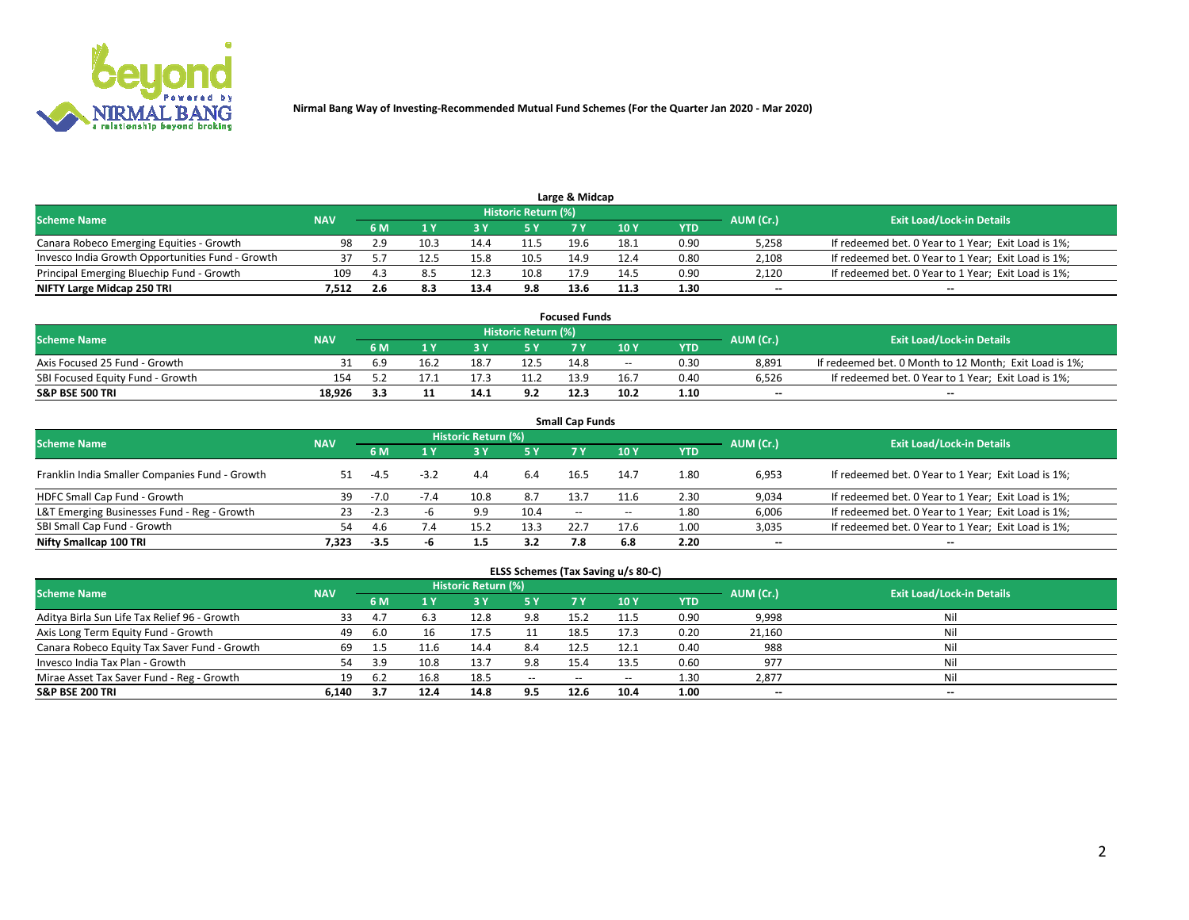Nirmal Bang Way of Investing-Recommended Mutual Fund Schemes (For the Quarter Jan 2020 - Mar 2020)

## Large & Midcap

| Scheme Name | NAV | Historic Return (%) | | | | | | | AUM (Cr.) | Exit Load/Lock-in Details |
|---|---|---|---|---|---|---|---|---|---|---|
| | | 6 M | 1 Y | 3 Y | 5 Y | 7 Y | 10 Y | YTD | | |
| Canara Robeco Emerging Equities - Growth | 98 | 2.9 | 10.3 | 14.4 | 11.5 | 19.6 | 18.1 | 0.90 | 5,258 | If redeemed bet. 0 Year to 1 Year; Exit Load is 1%; |
| Invesco India Growth Opportunities Fund - Growth | 37 | 5.7 | 12.5 | 15.8 | 10.5 | 14.9 | 12.4 | 0.80 | 2,108 | If redeemed bet. 0 Year to 1 Year; Exit Load is 1%; |
| Principal Emerging Bluechip Fund - Growth | 109 | 4.3 | 8.5 | 12.3 | 10.8 | 17.9 | 14.5 | 0.90 | 2,120 | If redeemed bet. 0 Year to 1 Year; Exit Load is 1%; |
| **NIFTY Large Midcap 250 TRI** | **7,512** | **2.6** | **8.3** | **13.4** | **9.8** | **13.6** | **11.3** | **1.30** | **--** | **--** |

## Focused Funds

| Scheme Name | NAV | Historic Return (%) | | | | | | | AUM (Cr.) | Exit Load/Lock-in Details |
|---|---|---|---|---|---|---|---|---|---|---|
| | | 6 M | 1 Y | 3 Y | 5 Y | 7 Y | 10 Y | YTD | | |
| Axis Focused 25 Fund - Growth | 31 | 6.9 | 16.2 | 18.7 | 12.5 | 14.8 | -- | 0.30 | 8,891 | If redeemed bet. 0 Month to 12 Month; Exit Load is 1%; |
| SBI Focused Equity Fund - Growth | 154 | 5.2 | 17.1 | 17.3 | 11.2 | 13.9 | 16.7 | 0.40 | 6,526 | If redeemed bet. 0 Year to 1 Year; Exit Load is 1%; |
| **S&P BSE 500 TRI** | **18,926** | **3.3** | **11** | **14.1** | **9.2** | **12.3** | **10.2** | **1.10** | **--** | **--** |

## Small Cap Funds

| Scheme Name | NAV | Historic Return (%) | | | | | | | AUM (Cr.) | Exit Load/Lock-in Details |
|---|---|---|---|---|---|---|---|---|---|---|
| | | 6 M | 1 Y | 3 Y | 5 Y | 7 Y | 10 Y | YTD | | |
| Franklin India Smaller Companies Fund - Growth | 51 | -4.5 | -3.2 | 4.4 | 6.4 | 16.5 | 14.7 | 1.80 | 6,953 | If redeemed bet. 0 Year to 1 Year; Exit Load is 1%; |
| HDFC Small Cap Fund - Growth | 39 | -7.0 | -7.4 | 10.8 | 8.7 | 13.7 | 11.6 | 2.30 | 9,034 | If redeemed bet. 0 Year to 1 Year; Exit Load is 1%; |
| L&T Emerging Businesses Fund - Reg - Growth | 23 | -2.3 | -6 | 9.9 | 10.4 | -- | -- | 1.80 | 6,006 | If redeemed bet. 0 Year to 1 Year; Exit Load is 1%; |
| SBI Small Cap Fund - Growth | 54 | 4.6 | 7.4 | 15.2 | 13.3 | 22.7 | 17.6 | 1.00 | 3,035 | If redeemed bet. 0 Year to 1 Year; Exit Load is 1%; |
| **Nifty Smallcap 100 TRI** | **7,323** | **-3.5** | **-6** | **1.5** | **3.2** | **7.8** | **6.8** | **2.20** | **--** | **--** |

## ELSS Schemes (Tax Saving u/s 80-C)

| Scheme Name | NAV | Historic Return (%) | | | | | | | AUM (Cr.) | Exit Load/Lock-in Details |
|---|---|---|---|---|---|---|---|---|---|---|
| | | 6 M | 1 Y | 3 Y | 5 Y | 7 Y | 10 Y | YTD | | |
| Aditya Birla Sun Life Tax Relief 96 - Growth | 33 | 4.7 | 6.3 | 12.8 | 9.8 | 15.2 | 11.5 | 0.90 | 9,998 | Nil |
| Axis Long Term Equity Fund - Growth | 49 | 6.0 | 16 | 17.5 | 11 | 18.5 | 17.3 | 0.20 | 21,160 | Nil |
| Canara Robeco Equity Tax Saver Fund - Growth | 69 | 1.5 | 11.6 | 14.4 | 8.4 | 12.5 | 12.1 | 0.40 | 988 | Nil |
| Invesco India Tax Plan - Growth | 54 | 3.9 | 10.8 | 13.7 | 9.8 | 15.4 | 13.5 | 0.60 | 977 | Nil |
| Mirae Asset Tax Saver Fund - Reg - Growth | 19 | 6.2 | 16.8 | 18.5 | -- | -- | -- | 1.30 | 2,877 | Nil |
| **S&P BSE 200 TRI** | **6,140** | **3.7** | **12.4** | **14.8** | **9.5** | **12.6** | **10.4** | **1.00** | **--** | **--** |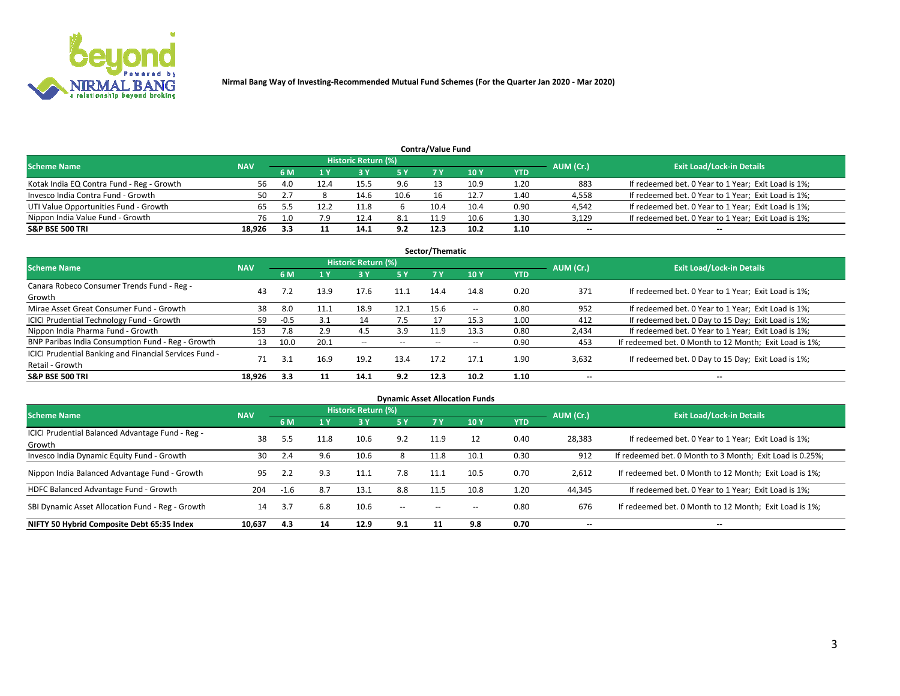Nirmal Bang Way of Investing-Recommended Mutual Fund Schemes (For the Quarter Jan 2020 - Mar 2020)

### Contra/Value Fund

| Scheme Name | NAV | Historic Return (%) | | | | | | | AUM (Cr.) | Exit Load/Lock-in Details |
|---|---|---|---|---|---|---|---|---|---|---|
| | | 6 M | 1 Y | 3 Y | 5 Y | 7 Y | 10 Y | YTD | | |
| Kotak India EQ Contra Fund - Reg - Growth | 56 | 4.0 | 12.4 | 15.5 | 9.6 | 13 | 10.9 | 1.20 | 883 | If redeemed bet. 0 Year to 1 Year; Exit Load is 1%; |
| Invesco India Contra Fund - Growth | 50 | 2.7 | 8 | 14.6 | 10.6 | 16 | 12.7 | 1.40 | 4,558 | If redeemed bet. 0 Year to 1 Year; Exit Load is 1%; |
| UTI Value Opportunities Fund - Growth | 65 | 5.5 | 12.2 | 11.8 | 6 | 10.4 | 10.4 | 0.90 | 4,542 | If redeemed bet. 0 Year to 1 Year; Exit Load is 1%; |
| Nippon India Value Fund - Growth | 76 | 1.0 | 7.9 | 12.4 | 8.1 | 11.9 | 10.6 | 1.30 | 3,129 | If redeemed bet. 0 Year to 1 Year; Exit Load is 1%; |
| **S&P BSE 500 TRI** | **18,926** | **3.3** | **11** | **14.1** | **9.2** | **12.3** | **10.2** | **1.10** | **--** | **--** |

### Sector/Thematic

| Scheme Name | NAV | Historic Return (%) | | | | | | | AUM (Cr.) | Exit Load/Lock-in Details |
|---|---|---|---|---|---|---|---|---|---|---|
| | | 6 M | 1 Y | 3 Y | 5 Y | 7 Y | 10 Y | YTD | | |
| Canara Robeco Consumer Trends Fund - Reg - Growth | 43 | 7.2 | 13.9 | 17.6 | 11.1 | 14.4 | 14.8 | 0.20 | 371 | If redeemed bet. 0 Year to 1 Year; Exit Load is 1%; |
| Mirae Asset Great Consumer Fund - Growth | 38 | 8.0 | 11.1 | 18.9 | 12.1 | 15.6 | -- | 0.80 | 952 | If redeemed bet. 0 Year to 1 Year; Exit Load is 1%; |
| ICICI Prudential Technology Fund - Growth | 59 | -0.5 | 3.1 | 14 | 7.5 | 17 | 15.3 | 1.00 | 412 | If redeemed bet. 0 Day to 15 Day; Exit Load is 1%; |
| Nippon India Pharma Fund - Growth | 153 | 7.8 | 2.9 | 4.5 | 3.9 | 11.9 | 13.3 | 0.80 | 2,434 | If redeemed bet. 0 Year to 1 Year; Exit Load is 1%; |
| BNP Paribas India Consumption Fund - Reg - Growth | 13 | 10.0 | 20.1 | -- | -- | -- | -- | 0.90 | 453 | If redeemed bet. 0 Month to 12 Month; Exit Load is 1%; |
| ICICI Prudential Banking and Financial Services Fund - Retail - Growth | 71 | 3.1 | 16.9 | 19.2 | 13.4 | 17.2 | 17.1 | 1.90 | 3,632 | If redeemed bet. 0 Day to 15 Day; Exit Load is 1%; |
| **S&P BSE 500 TRI** | **18,926** | **3.3** | **11** | **14.1** | **9.2** | **12.3** | **10.2** | **1.10** | **--** | **--** |

### Dynamic Asset Allocation Funds

| Scheme Name | NAV | Historic Return (%) | | | | | | | AUM (Cr.) | Exit Load/Lock-in Details |
|---|---|---|---|---|---|---|---|---|---|---|
| | | 6 M | 1 Y | 3 Y | 5 Y | 7 Y | 10 Y | YTD | | |
| ICICI Prudential Balanced Advantage Fund - Reg - Growth | 38 | 5.5 | 11.8 | 10.6 | 9.2 | 11.9 | 12 | 0.40 | 28,383 | If redeemed bet. 0 Year to 1 Year; Exit Load is 1%; |
| Invesco India Dynamic Equity Fund - Growth | 30 | 2.4 | 9.6 | 10.6 | 8 | 11.8 | 10.1 | 0.30 | 912 | If redeemed bet. 0 Month to 3 Month; Exit Load is 0.25%; |
| Nippon India Balanced Advantage Fund - Growth | 95 | 2.2 | 9.3 | 11.1 | 7.8 | 11.1 | 10.5 | 0.70 | 2,612 | If redeemed bet. 0 Month to 12 Month; Exit Load is 1%; |
| HDFC Balanced Advantage Fund - Growth | 204 | -1.6 | 8.7 | 13.1 | 8.8 | 11.5 | 10.8 | 1.20 | 44,345 | If redeemed bet. 0 Year to 1 Year; Exit Load is 1%; |
| SBI Dynamic Asset Allocation Fund - Reg - Growth | 14 | 3.7 | 6.8 | 10.6 | -- | -- | -- | 0.80 | 676 | If redeemed bet. 0 Month to 12 Month; Exit Load is 1%; |
| **NIFTY 50 Hybrid Composite Debt 65:35 Index** | **10,637** | **4.3** | **14** | **12.9** | **9.1** | **11** | **9.8** | **0.70** | **--** | **--** |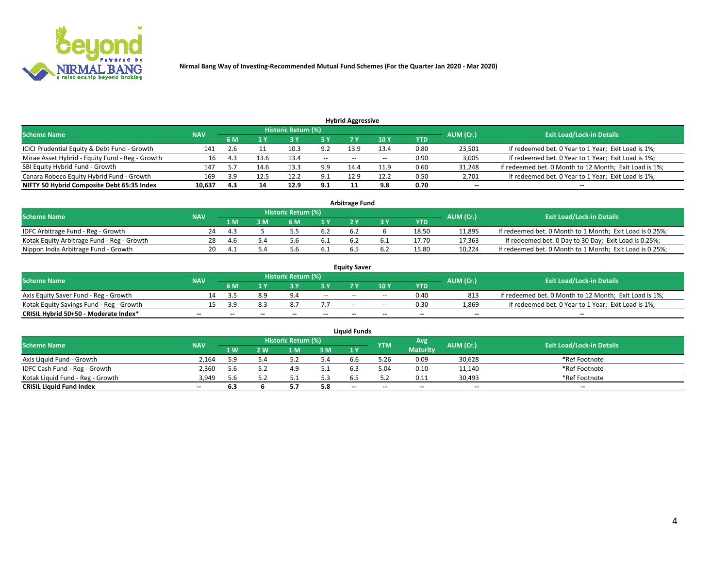Nirmal Bang Way of Investing-Recommended Mutual Fund Schemes (For the Quarter Jan 2020 - Mar 2020)

## Hybrid Aggressive

| Scheme Name | NAV | Historic Return (%) | | | | | | | AUM (Cr.) | Exit Load/Lock-in Details |
|---|---|---|---|---|---|---|---|---|---|---|
| | | 6 M | 1 Y | 3 Y | 5 Y | 7 Y | 10 Y | YTD | | |
| ICICI Prudential Equity & Debt Fund - Growth | 141 | 2.6 | 11 | 10.3 | 9.2 | 13.9 | 13.4 | 0.80 | 23,501 | If redeemed bet. 0 Year to 1 Year; Exit Load is 1%; |
| Mirae Asset Hybrid - Equity Fund - Reg - Growth | 16 | 4.3 | 13.6 | 13.4 | -- | -- | -- | 0.90 | 3,005 | If redeemed bet. 0 Year to 1 Year; Exit Load is 1%; |
| SBI Equity Hybrid Fund - Growth | 147 | 5.7 | 14.6 | 13.3 | 9.9 | 14.4 | 11.9 | 0.60 | 31,248 | If redeemed bet. 0 Month to 12 Month; Exit Load is 1%; |
| Canara Robeco Equity Hybrid Fund - Growth | 169 | 3.9 | 12.5 | 12.2 | 9.1 | 12.9 | 12.2 | 0.50 | 2,701 | If redeemed bet. 0 Year to 1 Year; Exit Load is 1%; |
| **NIFTY 50 Hybrid Composite Debt 65:35 Index** | **10,637** | **4.3** | **14** | **12.9** | **9.1** | **11** | **9.8** | **0.70** | **--** | **--** |

## Arbitrage Fund

| Scheme Name | NAV | Historic Return (%) | | | | | | | AUM (Cr.) | Exit Load/Lock-in Details |
|---|---|---|---|---|---|---|---|---|---|---|
| | | 1 M | 3 M | 6 M | 1 Y | 2 Y | 3 Y | YTD | | |
| IDFC Arbitrage Fund - Reg - Growth | 24 | 4.3 | 5 | 5.5 | 6.2 | 6.2 | 6 | 18.50 | 11,895 | If redeemed bet. 0 Month to 1 Month; Exit Load is 0.25%; |
| Kotak Equity Arbitrage Fund - Reg - Growth | 28 | 4.6 | 5.4 | 5.6 | 6.1 | 6.2 | 6.1 | 17.70 | 17,363 | If redeemed bet. 0 Day to 30 Day; Exit Load is 0.25%; |
| Nippon India Arbitrage Fund - Growth | 20 | 4.1 | 5.4 | 5.6 | 6.1 | 6.5 | 6.2 | 15.80 | 10,224 | If redeemed bet. 0 Month to 1 Month; Exit Load is 0.25%; |

## Equity Saver

| Scheme Name | NAV | Historic Return (%) | | | | | | | AUM (Cr.) | Exit Load/Lock-in Details |
|---|---|---|---|---|---|---|---|---|---|---|
| | | 6 M | 1 Y | 3 Y | 5 Y | 7 Y | 10 Y | YTD | | |
| Axis Equity Saver Fund - Reg - Growth | 14 | 3.5 | 8.9 | 9.4 | -- | -- | -- | 0.40 | 813 | If redeemed bet. 0 Month to 12 Month; Exit Load is 1%; |
| Kotak Equity Savings Fund - Reg - Growth | 15 | 3.9 | 8.3 | 8.7 | 7.7 | -- | -- | 0.30 | 1,869 | If redeemed bet. 0 Year to 1 Year; Exit Load is 1%; |
| **CRISIL Hybrid 50+50 - Moderate Index*** | **--** | **--** | **--** | **--** | **--** | **--** | **--** | **--** | **--** | **--** |

## Liquid Funds

| Scheme Name | NAV | Historic Return (%) | | | | | YTM | Avg Maturity | AUM (Cr.) | Exit Load/Lock-in Details |
|---|---|---|---|---|---|---|---|---|---|---|
| | | 1 W | 2 W | 1 M | 3 M | 1 Y | | | | |
| Axis Liquid Fund - Growth | 2,164 | 5.9 | 5.4 | 5.2 | 5.4 | 6.6 | 5.26 | 0.09 | 30,628 | *Ref Footnote |
| IDFC Cash Fund - Reg - Growth | 2,360 | 5.6 | 5.2 | 4.9 | 5.1 | 6.3 | 5.04 | 0.10 | 11,140 | *Ref Footnote |
| Kotak Liquid Fund - Reg - Growth | 3,949 | 5.6 | 5.2 | 5.1 | 5.3 | 6.5 | 5.2 | 0.11 | 30,493 | *Ref Footnote |
| **CRISIL Liquid Fund Index** | **--** | **6.3** | **6** | **5.7** | **5.8** | **--** | **--** | **--** | **--** | **--** |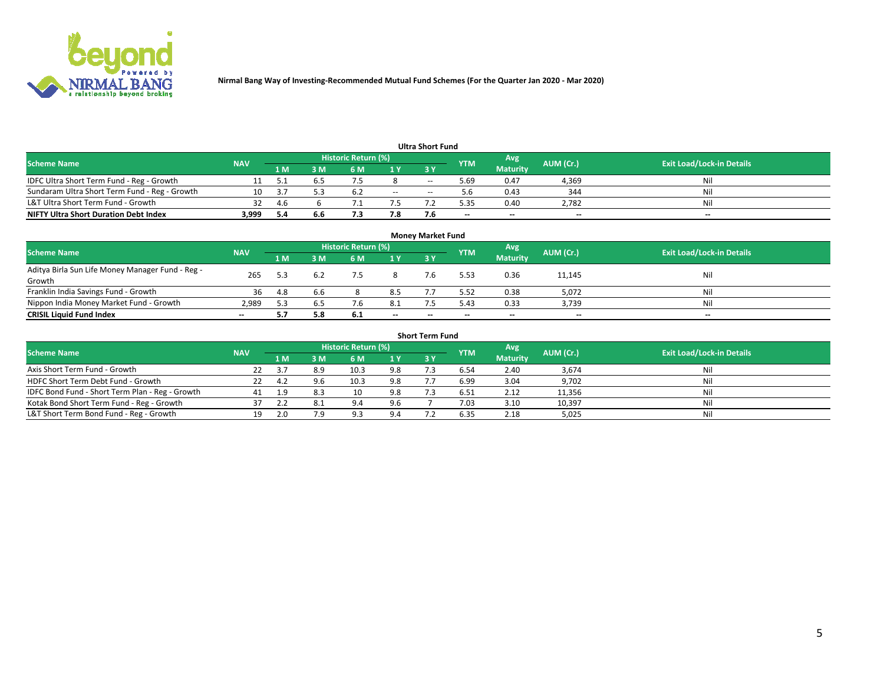Nirmal Bang Way of Investing-Recommended Mutual Fund Schemes (For the Quarter Jan 2020 - Mar 2020)

### Ultra Short Fund

| Scheme Name | NAV | Historic Return (%) | | | | | YTM | Avg Maturity | AUM (Cr.) | Exit Load/Lock-in Details |
|---|---|---|---|---|---|---|---|---|---|---|
| | | 1 M | 3 M | 6 M | 1 Y | 3 Y | | | | |
| IDFC Ultra Short Term Fund - Reg - Growth | 11 | 5.1 | 6.5 | 7.5 | 8 | -- | 5.69 | 0.47 | 4,369 | Nil |
| Sundaram Ultra Short Term Fund - Reg - Growth | 10 | 3.7 | 5.3 | 6.2 | -- | -- | 5.6 | 0.43 | 344 | Nil |
| L&T Ultra Short Term Fund - Growth | 32 | 4.6 | 6 | 7.1 | 7.5 | 7.2 | 5.35 | 0.40 | 2,782 | Nil |
| **NIFTY Ultra Short Duration Debt Index** | **3,999** | **5.4** | **6.6** | **7.3** | **7.8** | **7.6** | **--** | **--** | **--** | **--** |

### Money Market Fund

| Scheme Name | NAV | Historic Return (%) | | | | | YTM | Avg Maturity | AUM (Cr.) | Exit Load/Lock-in Details |
|---|---|---|---|---|---|---|---|---|---|---|
| | | 1 M | 3 M | 6 M | 1 Y | 3 Y | | | | |
| Aditya Birla Sun Life Money Manager Fund - Reg - Growth | 265 | 5.3 | 6.2 | 7.5 | 8 | 7.6 | 5.53 | 0.36 | 11,145 | Nil |
| Franklin India Savings Fund - Growth | 36 | 4.8 | 6.6 | 8 | 8.5 | 7.7 | 5.52 | 0.38 | 5,072 | Nil |
| Nippon India Money Market Fund - Growth | 2,989 | 5.3 | 6.5 | 7.6 | 8.1 | 7.5 | 5.43 | 0.33 | 3,739 | Nil |
| **CRISIL Liquid Fund Index** | **--** | **5.7** | **5.8** | **6.1** | **--** | **--** | **--** | **--** | **--** | **--** |

### Short Term Fund

| Scheme Name | NAV | Historic Return (%) | | | | | YTM | Avg Maturity | AUM (Cr.) | Exit Load/Lock-in Details |
|---|---|---|---|---|---|---|---|---|---|---|
| | | 1 M | 3 M | 6 M | 1 Y | 3 Y | | | | |
| Axis Short Term Fund - Growth | 22 | 3.7 | 8.9 | 10.3 | 9.8 | 7.3 | 6.54 | 2.40 | 3,674 | Nil |
| HDFC Short Term Debt Fund - Growth | 22 | 4.2 | 9.6 | 10.3 | 9.8 | 7.7 | 6.99 | 3.04 | 9,702 | Nil |
| IDFC Bond Fund - Short Term Plan - Reg - Growth | 41 | 1.9 | 8.3 | 10 | 9.8 | 7.3 | 6.51 | 2.12 | 11,356 | Nil |
| Kotak Bond Short Term Fund - Reg - Growth | 37 | 2.2 | 8.1 | 9.4 | 9.6 | 7 | 7.03 | 3.10 | 10,397 | Nil |
| L&T Short Term Bond Fund - Reg - Growth | 19 | 2.0 | 7.9 | 9.3 | 9.4 | 7.2 | 6.35 | 2.18 | 5,025 | Nil |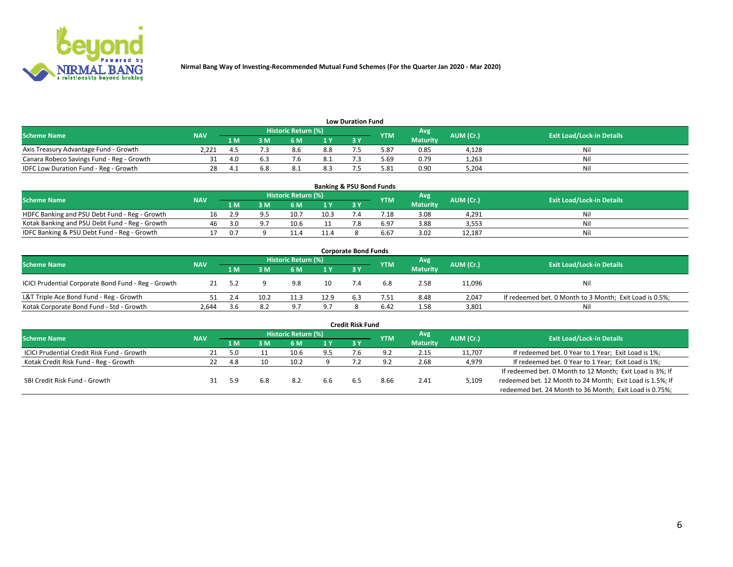Nirmal Bang Way of Investing-Recommended Mutual Fund Schemes (For the Quarter Jan 2020 - Mar 2020)

### Low Duration Fund

| Scheme Name | NAV | Historic Return (%) | | | | | YTM | Avg Maturity | AUM (Cr.) | Exit Load/Lock-in Details |
|---|---|---|---|---|---|---|---|---|---|---|
| | | 1 M | 3 M | 6 M | 1 Y | 3 Y | | | | |
| Axis Treasury Advantage Fund - Growth | 2,221 | 4.5 | 7.3 | 8.6 | 8.8 | 7.5 | 5.87 | 0.85 | 4,128 | Nil |
| Canara Robeco Savings Fund - Reg - Growth | 31 | 4.0 | 6.3 | 7.6 | 8.1 | 7.3 | 5.69 | 0.79 | 1,263 | Nil |
| IDFC Low Duration Fund - Reg - Growth | 28 | 4.1 | 6.8 | 8.1 | 8.3 | 7.5 | 5.81 | 0.90 | 5,204 | Nil |

### Banking & PSU Bond Funds

| Scheme Name | NAV | Historic Return (%) | | | | | YTM | Avg Maturity | AUM (Cr.) | Exit Load/Lock-in Details |
|---|---|---|---|---|---|---|---|---|---|---|
| | | 1 M | 3 M | 6 M | 1 Y | 3 Y | | | | |
| HDFC Banking and PSU Debt Fund - Reg - Growth | 16 | 2.9 | 9.5 | 10.7 | 10.3 | 7.4 | 7.18 | 3.08 | 4,291 | Nil |
| Kotak Banking and PSU Debt Fund - Reg - Growth | 46 | 3.0 | 9.7 | 10.6 | 11 | 7.8 | 6.97 | 3.88 | 3,553 | Nil |
| IDFC Banking & PSU Debt Fund - Reg - Growth | 17 | 0.7 | 9 | 11.4 | 11.4 | 8 | 6.67 | 3.02 | 12,187 | Nil |

### Corporate Bond Funds

| Scheme Name | NAV | Historic Return (%) | | | | | YTM | Avg Maturity | AUM (Cr.) | Exit Load/Lock-in Details |
|---|---|---|---|---|---|---|---|---|---|---|
| | | 1 M | 3 M | 6 M | 1 Y | 3 Y | | | | |
| ICICI Prudential Corporate Bond Fund - Reg - Growth | 21 | 5.2 | 9 | 9.8 | 10 | 7.4 | 6.8 | 2.58 | 11,096 | Nil |
| L&T Triple Ace Bond Fund - Reg - Growth | 51 | 2.4 | 10.2 | 11.3 | 12.9 | 6.3 | 7.51 | 8.48 | 2,047 | If redeemed bet. 0 Month to 3 Month; Exit Load is 0.5%; |
| Kotak Corporate Bond Fund - Std - Growth | 2,644 | 3.6 | 8.2 | 9.7 | 9.7 | 8 | 6.42 | 1.58 | 3,801 | Nil |

### Credit Risk Fund

| Scheme Name | NAV | Historic Return (%) | | | | | YTM | Avg Maturity | AUM (Cr.) | Exit Load/Lock-in Details |
|---|---|---|---|---|---|---|---|---|---|---|
| | | 1 M | 3 M | 6 M | 1 Y | 3 Y | | | | |
| ICICI Prudential Credit Risk Fund - Growth | 21 | 5.0 | 11 | 10.6 | 9.5 | 7.6 | 9.2 | 2.15 | 11,707 | If redeemed bet. 0 Year to 1 Year; Exit Load is 1%; |
| Kotak Credit Risk Fund - Reg - Growth | 22 | 4.8 | 10 | 10.2 | 9 | 7.2 | 9.2 | 2.68 | 4,979 | If redeemed bet. 0 Year to 1 Year; Exit Load is 1%; |
| SBI Credit Risk Fund - Growth | 31 | 5.9 | 6.8 | 8.2 | 6.6 | 6.5 | 8.66 | 2.41 | 5,109 | If redeemed bet. 0 Month to 12 Month; Exit Load is 3%; If redeemed bet. 12 Month to 24 Month; Exit Load is 1.5%; If redeemed bet. 24 Month to 36 Month; Exit Load is 0.75%; |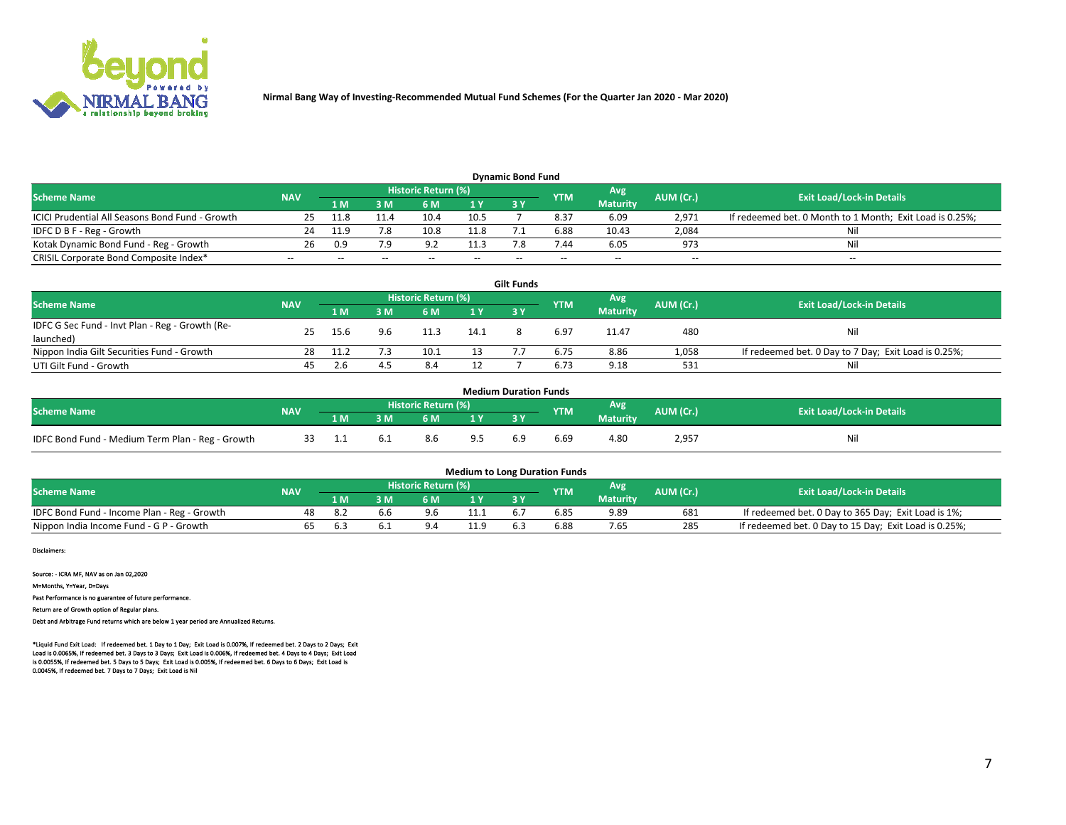Nirmal Bang Way of Investing-Recommended Mutual Fund Schemes (For the Quarter Jan 2020 - Mar 2020)

## Dynamic Bond Fund

| Scheme Name | NAV | Historic Return (%) | | | | | YTM | Avg Maturity | AUM (Cr.) | Exit Load/Lock-in Details |
|---|---|---|---|---|---|---|---|---|---|---|
| | | 1 M | 3 M | 6 M | 1 Y | 3 Y | | | | |
| ICICI Prudential All Seasons Bond Fund - Growth | 25 | 11.8 | 11.4 | 10.4 | 10.5 | 7 | 8.37 | 6.09 | 2,971 | If redeemed bet. 0 Month to 1 Month; Exit Load is 0.25%; |
| IDFC D B F - Reg - Growth | 24 | 11.9 | 7.8 | 10.8 | 11.8 | 7.1 | 6.88 | 10.43 | 2,084 | Nil |
| Kotak Dynamic Bond Fund - Reg - Growth | 26 | 0.9 | 7.9 | 9.2 | 11.3 | 7.8 | 7.44 | 6.05 | 973 | Nil |
| CRISIL Corporate Bond Composite Index* | -- | -- | -- | -- | -- | -- | -- | -- | -- | -- |

## Gilt Funds

| Scheme Name | NAV | Historic Return (%) | | | | | YTM | Avg Maturity | AUM (Cr.) | Exit Load/Lock-in Details |
|---|---|---|---|---|---|---|---|---|---|---|
| | | 1 M | 3 M | 6 M | 1 Y | 3 Y | | | | |
| IDFC G Sec Fund - Invt Plan - Reg - Growth (Re-launched) | 25 | 15.6 | 9.6 | 11.3 | 14.1 | 8 | 6.97 | 11.47 | 480 | Nil |
| Nippon India Gilt Securities Fund - Growth | 28 | 11.2 | 7.3 | 10.1 | 13 | 7.7 | 6.75 | 8.86 | 1,058 | If redeemed bet. 0 Day to 7 Day; Exit Load is 0.25%; |
| UTI Gilt Fund - Growth | 45 | 2.6 | 4.5 | 8.4 | 12 | 7 | 6.73 | 9.18 | 531 | Nil |

## Medium Duration Funds

| Scheme Name | NAV | Historic Return (%) | | | | | YTM | Avg Maturity | AUM (Cr.) | Exit Load/Lock-in Details |
|---|---|---|---|---|---|---|---|---|---|---|
| | | 1 M | 3 M | 6 M | 1 Y | 3 Y | | | | |
| IDFC Bond Fund - Medium Term Plan - Reg - Growth | 33 | 1.1 | 6.1 | 8.6 | 9.5 | 6.9 | 6.69 | 4.80 | 2,957 | Nil |

## Medium to Long Duration Funds

| Scheme Name | NAV | Historic Return (%) | | | | | YTM | Avg Maturity | AUM (Cr.) | Exit Load/Lock-in Details |
|---|---|---|---|---|---|---|---|---|---|---|
| | | 1 M | 3 M | 6 M | 1 Y | 3 Y | | | | |
| IDFC Bond Fund - Income Plan - Reg - Growth | 48 | 8.2 | 6.6 | 9.6 | 11.1 | 6.7 | 6.85 | 9.89 | 681 | If redeemed bet. 0 Day to 365 Day; Exit Load is 1%; |
| Nippon India Income Fund - G P - Growth | 65 | 6.3 | 6.1 | 9.4 | 11.9 | 6.3 | 6.88 | 7.65 | 285 | If redeemed bet. 0 Day to 15 Day; Exit Load is 0.25%; |

Disclaimers:

Source: - ICRA MF, NAV as on Jan 02,2020

M=Months, Y=Year, D=Days

Past Performance is no guarantee of future performance.

Return are of Growth option of Regular plans.

Debt and Arbitrage Fund returns which are below 1 year period are Annualized Returns.

*Liquid Fund Exit Load: If redeemed bet. 1 Day to 1 Day; Exit Load is 0.007%, If redeemed bet. 2 Days to 2 Days; Exit Load is 0.0065%, If redeemed bet. 3 Days to 3 Days; Exit Load is 0.006%, If redeemed bet. 4 Days to 4 Days; Exit Load is 0.0055%, If redeemed bet. 5 Days to 5 Days; Exit Load is 0.005%, If redeemed bet. 6 Days to 6 Days; Exit Load is 0.0045%, If redeemed bet. 7 Days to 7 Days; Exit Load is Nil